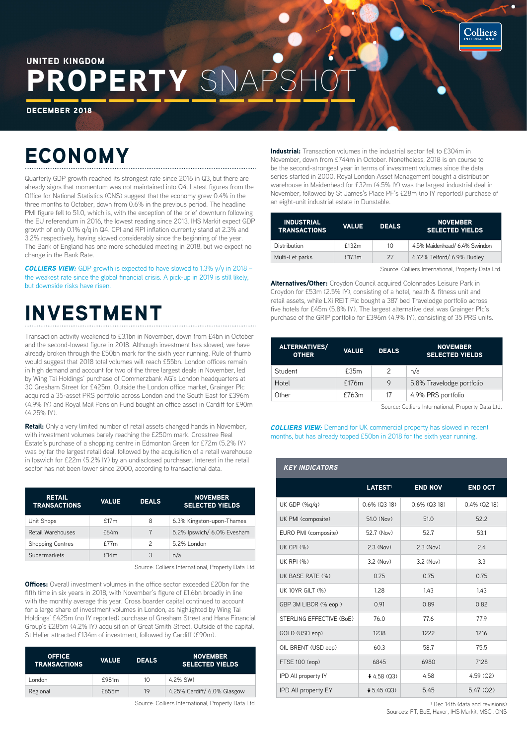UNITED KINGDOM

# PROPERTY SNAPSHOT

DECEMBER 2018

## ECONOMY

Quarterly GDP growth reached its strongest rate since 2016 in Q3, but there are already signs that momentum was not maintained into Q4. Latest figures from the Office for National Statistics (ONS) suggest that the economy grew 0.4% in the three months to October, down from 0.6% in the previous period. The headline PMI figure fell to 51.0, which is, with the exception of the brief downturn following the EU referendum in 2016, the lowest reading since 2013. IHS Markit expect GDP growth of only 0.1% q/q in Q4. CPI and RPI inflation currently stand at 2.3% and 3.2% respectively, having slowed considerably since the beginning of the year. The Bank of England has one more scheduled meeting in 2018, but we expect no change in the Bank Rate.

***COLLIERS VIEW:*** GDP growth is expected to have slowed to 1.3% y/y in 2018 – the weakest rate since the global financial crisis. A pick-up in 2019 is still likely, but downside risks have risen.

## INVESTMENT

Transaction activity weakened to £3.1bn in November, down from £4bn in October and the second-lowest figure in 2018. Although investment has slowed, we have already broken through the £50bn mark for the sixth year running. Rule of thumb would suggest that 2018 total volumes will reach £55bn. London offices remain in high demand and account for two of the three largest deals in November, led by Wing Tai Holdings' purchase of Commerzbank AG's London headquarters at 30 Gresham Street for £425m. Outside the London office market, Grainger Plc acquired a 35-asset PRS portfolio across London and the South East for £396m (4.9% IY) and Royal Mail Pension Fund bought an office asset in Cardiff for £90m (4.25% IY).

**Retail:** Only a very limited number of retail assets changed hands in November, with investment volumes barely reaching the £250m mark. Crosstree Real Estate's purchase of a shopping centre in Edmonton Green for £72m (5.2% IY) was by far the largest retail deal, followed by the acquisition of a retail warehouse in Ipswich for £22m (5.2% IY) by an undisclosed purchaser. Interest in the retail sector has not been lower since 2000, according to transactional data.

| RETAIL TRANSACTIONS | VALUE | DEALS | NOVEMBER SELECTED YIELDS |
|---|---|---|---|
| Unit Shops | £17m | 8 | 6.3% Kingston-upon-Thames |
| Retail Warehouses | £64m | 7 | 5.2% Ipswich/ 6.0% Evesham |
| Shopping Centres | £77m | 2 | 5.2% London |
| Supermarkets | £14m | 3 | n/a |

Source: Colliers International, Property Data Ltd.

**Offices:** Overall investment volumes in the office sector exceeded £20bn for the fifth time in six years in 2018, with November's figure of £1.6bn broadly in line with the monthly average this year. Cross boarder capital continued to account for a large share of investment volumes in London, as highlighted by Wing Tai Holdings' £425m (no IY reported) purchase of Gresham Street and Hana Financial Group's £285m (4.2% IY) acquisition of Great Smith Street. Outside of the capital, St Helier attracted £134m of investment, followed by Cardiff (£90m).

| OFFICE TRANSACTIONS | VALUE | DEALS | NOVEMBER SELECTED YIELDS |
|---|---|---|---|
| London | £981m | 10 | 4.2% SW1 |
| Regional | £655m | 19 | 4.25% Cardiff/ 6.0% Glasgow |

Source: Colliers International, Property Data Ltd.

**Industrial:** Transaction volumes in the industrial sector fell to £304m in November, down from £744m in October. Nonetheless, 2018 is on course to be the second-strongest year in terms of investment volumes since the data series started in 2000. Royal London Asset Management bought a distribution warehouse in Maidenhead for £32m (4.5% IY) was the largest industrial deal in November, followed by St James's Place PF's £28m (no IY reported) purchase of an eight-unit industrial estate in Dunstable.

| INDUSTRIAL TRANSACTIONS | VALUE | DEALS | NOVEMBER SELECTED YIELDS |
|---|---|---|---|
| Distribution | £132m | 10 | 4.5% Maidenhead/ 6.4% Swindon |
| Multi-Let parks | £173m | 27 | 6.72% Telford/ 6.9% Dudley |

Source: Colliers International, Property Data Ltd.

**Alternatives/Other:** Croydon Council acquired Colonnades Leisure Park in Croydon for £53m (2.5% IY), consisting of a hotel, health & fitness unit and retail assets, while LXi REIT Plc bought a 387 bed Travelodge portfolio across five hotels for £45m (5.8% IY). The largest alternative deal was Grainger Plc's purchase of the GRIP portfolio for £396m (4.9% IY), consisting of 35 PRS units.

| ALTERNATIVES/ OTHER | VALUE | DEALS | NOVEMBER SELECTED YIELDS |
|---|---|---|---|
| Student | £35m | 2 | n/a |
| Hotel | £176m | 9 | 5.8% Travelodge portfolio |
| Other | £763m | 17 | 4.9% PRS portfolio |

Source: Colliers International, Property Data Ltd.

***COLLIERS VIEW:*** Demand for UK commercial property has slowed in recent months, but has already topped £50bn in 2018 for the sixth year running.

***KEY INDICATORS***

| | LATEST[1] | END NOV | END OCT |
|---|---|---|---|
| UK GDP (%q/q) | 0.6% (Q3 18) | 0.6% (Q3 18) | 0.4% (Q2 18) |
| UK PMI (composite) | 51.0 (Nov) | 51.0 | 52.2 |
| EURO PMI (composite) | 52.7 (Nov) | 52.7 | 53.1 |
| UK CPI (%) | 2.3 (Nov) | 2.3 (Nov) | 2.4 |
| UK RPI (%) | 3.2 (Nov) | 3.2 (Nov) | 3.3 |
| UK BASE RATE (%) | 0.75 | 0.75 | 0.75 |
| UK 10YR GILT (%) | 1.28 | 1.43 | 1.43 |
| GBP 3M LIBOR (% eop ) | 0.91 | 0.89 | 0.82 |
| STERLING EFFECTIVE (BoE) | 76.0 | 77.6 | 77.9 |
| GOLD (USD eop) | 1238 | 1222 | 1216 |
| OIL BRENT (USD eop) | 60.3 | 58.7 | 75.5 |
| FTSE 100 (eop) | 6845 | 6980 | 7128 |
| IPD All property IY | ↓ 4.58 (Q3) | 4.58 | 4.59 (Q2) |
| IPD All property EY | ↓ 5.45 (Q3) | 5.45 | 5.47 (Q2) |

[1] Dec 14th (data and revisions)

Sources: FT, BoE, Haver, IHS Markit, MSCI, ONS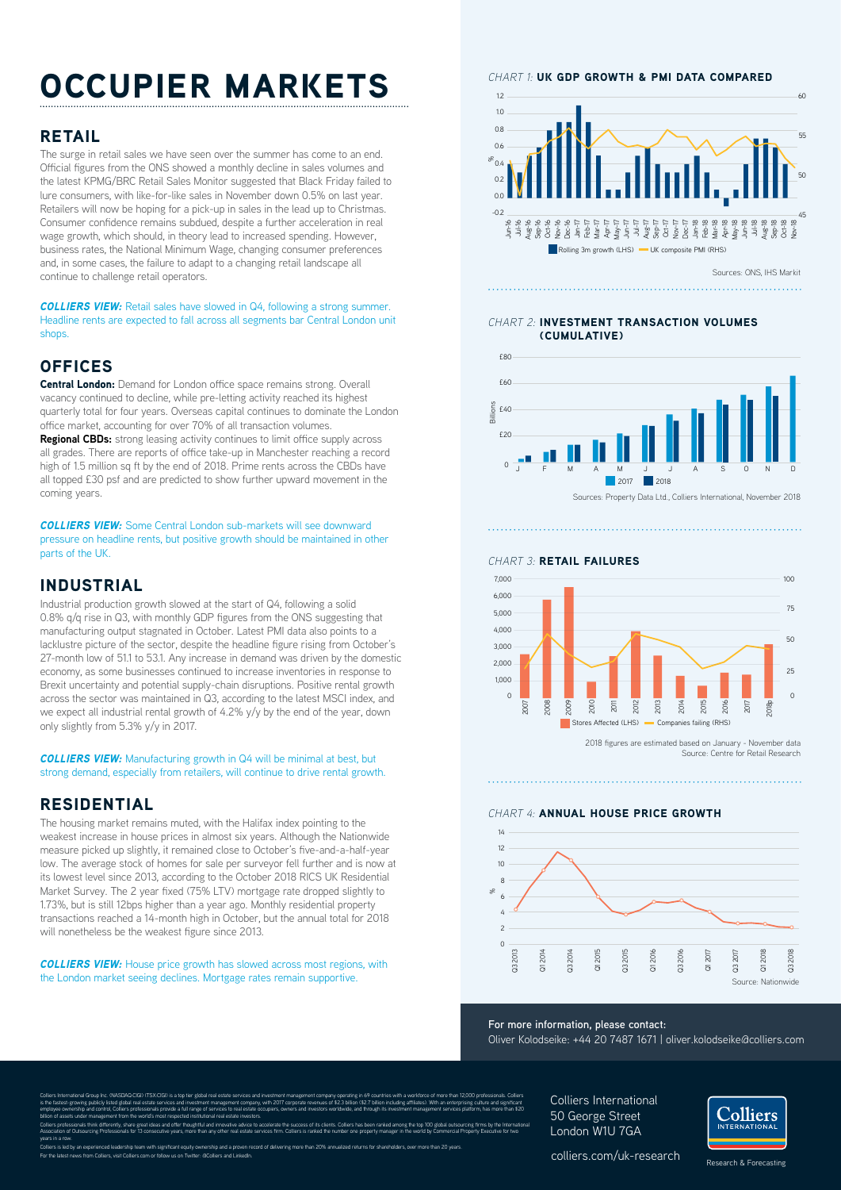# OCCUPIER MARKETS

## RETAIL

The surge in retail sales we have seen over the summer has come to an end. Official figures from the ONS showed a monthly decline in sales volumes and the latest KPMG/BRC Retail Sales Monitor suggested that Black Friday failed to lure consumers, with like-for-like sales in November down 0.5% on last year. Retailers will now be hoping for a pick-up in sales in the lead up to Christmas. Consumer confidence remains subdued, despite a further acceleration in real wage growth, which should, in theory lead to increased spending. However, business rates, the National Minimum Wage, changing consumer preferences and, in some cases, the failure to adapt to a changing retail landscape all continue to challenge retail operators.

***COLLIERS VIEW:*** Retail sales have slowed in Q4, following a strong summer. Headline rents are expected to fall across all segments bar Central London unit shops.

## OFFICES

**Central London:** Demand for London office space remains strong. Overall vacancy continued to decline, while pre-letting activity reached its highest quarterly total for four years. Overseas capital continues to dominate the London office market, accounting for over 70% of all transaction volumes.

**Regional CBDs:** strong leasing activity continues to limit office supply across all grades. There are reports of office take-up in Manchester reaching a record high of 1.5 million sq ft by the end of 2018. Prime rents across the CBDs have all topped £30 psf and are predicted to show further upward movement in the coming years.

***COLLIERS VIEW:*** Some Central London sub-markets will see downward pressure on headline rents, but positive growth should be maintained in other parts of the UK.

## INDUSTRIAL

Industrial production growth slowed at the start of Q4, following a solid 0.8% q/q rise in Q3, with monthly GDP figures from the ONS suggesting that manufacturing output stagnated in October. Latest PMI data also points to a lacklustre picture of the sector, despite the headline figure rising from October's 27-month low of 51.1 to 53.1. Any increase in demand was driven by the domestic economy, as some businesses continued to increase inventories in response to Brexit uncertainty and potential supply-chain disruptions. Positive rental growth across the sector was maintained in Q3, according to the latest MSCI index, and we expect all industrial rental growth of 4.2% y/y by the end of the year, down only slightly from 5.3% y/y in 2017.

***COLLIERS VIEW:*** Manufacturing growth in Q4 will be minimal at best, but strong demand, especially from retailers, will continue to drive rental growth.

## RESIDENTIAL

The housing market remains muted, with the Halifax index pointing to the weakest increase in house prices in almost six years. Although the Nationwide measure picked up slightly, it remained close to October's five-and-a-half-year low. The average stock of homes for sale per surveyor fell further and is now at its lowest level since 2013, according to the October 2018 RICS UK Residential Market Survey. The 2 year fixed (75% LTV) mortgage rate dropped slightly to 1.73%, but is still 12bps higher than a year ago. Monthly residential property transactions reached a 14-month high in October, but the annual total for 2018 will nonetheless be the weakest figure since 2013.

***COLLIERS VIEW:*** House price growth has slowed across most regions, with the London market seeing declines. Mortgage rates remain supportive.

*CHART 1:* **UK GDP GROWTH & PMI DATA COMPARED**

% 
1.2, 1.0, 0.8, 0.6, 0.4, 0.2, 0.0, -0.2
60, 55, 50, 45
Jun-16, Jul-16, Aug-16, Sep-16, Oct-16, Nov-16, Dec-16, Jan-17, Feb-17, Mar-17, Apr-17, May-17, Jun-17, Jul-17, Aug-17, Sep-17, Oct-17, Nov-17, Dec-17, Jan-18, Feb-18, Mar-18, Apr-18, May-18, Jun-18, Jul-18, Aug-18, Sep-18, Oct-18, Nov-18
Rolling 3m growth (LHS) — UK composite PMI (RHS)

Sources: ONS, IHS Markit

*CHART 2:* **INVESTMENT TRANSACTION VOLUMES (CUMULATIVE)**

Billions
£80, £60, £40, £20, 0
J, F, M, A, M, J, J, A, S, O, N, D
2017, 2018

Sources: Property Data Ltd., Colliers International, November 2018

*CHART 3:* **RETAIL FAILURES**

7,000, 6,000, 5,000, 4,000, 3,000, 2,000, 1,000, 0
100, 75, 50, 25, 0
2007, 2008, 2009, 2010, 2011, 2012, 2013, 2014, 2015, 2016, 2017, 2018p
Stores Affected (LHS) — Companies failing (RHS)

2018 figures are estimated based on January - November data
Source: Centre for Retail Research

*CHART 4:* **ANNUAL HOUSE PRICE GROWTH**

%
14, 12, 10, 8, 6, 4, 2, 0
Q3 2013, Q1 2014, Q3 2014, Q1 2015, Q3 2015, Q1 2016, Q3 2016, Q1 2017, Q3 2017, Q1 2018, Q3 2018

Source: Nationwide

**For more information, please contact:**
Oliver Kolodseike: +44 20 7487 1671 | oliver.kolodseike@colliers.com

Colliers International Group Inc. (NASDAQ:CIGI) (TSX:CIGI) is a top tier global real estate services and investment management company operating in 69 countries with a workforce of more than 12,000 professionals. Colliers is the fastest-growing publicly listed global real estate services and investment management company, with 2017 corporate revenues of $2.3 billion ($2.7 billion including affiliates). With an enterprising culture and significant employee ownership and control, Colliers professionals provide a full range of services to real estate occupiers, owners and investors worldwide, and through its investment management services platform, has more than $20 billion of assets under management from the world's most respected institutional real estate investors.

Colliers professionals think differently, share great ideas and offer thoughtful and innovative advice to accelerate the success of its clients. Colliers has been ranked among the top 100 global outsourcing firms by the International Association of Outsourcing Professionals for 13 consecutive years, more than any other real estate services firm. Colliers is ranked the number one property manager in the world by Commercial Property Executive for two years in a row.

Colliers is led by an experienced leadership team with significant equity ownership and a proven record of delivering more than 20% annualized returns for shareholders, over more than 20 years.

For the latest news from Colliers, visit Colliers.com or follow us on Twitter: @Colliers and LinkedIn.

Colliers International
50 George Street
London W1U 7GA

colliers.com/uk-research

Colliers International
Research & Forecasting